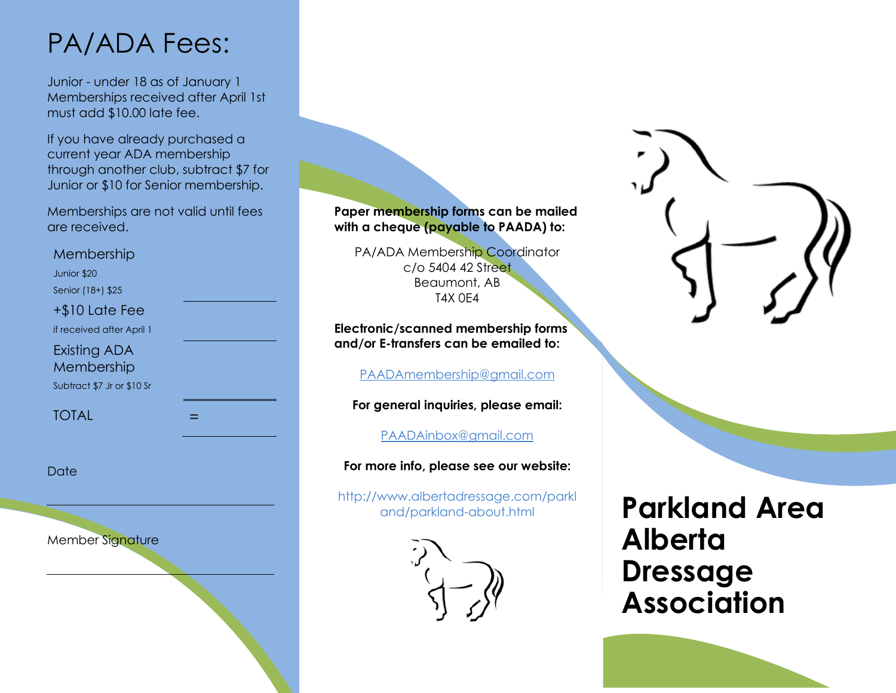# PA/ADA Fees:

Junior - under 18 as of January 1
Memberships received after April 1st must add $10.00 late fee.

If you have already purchased a current year ADA membership through another club, subtract $7 for Junior or $10 for Senior membership.

Memberships are not valid until fees are received.

| | |
|---|---|
| Membership<br>Junior $20<br>Senior (18+) $25 | ________ |
| +$10 Late Fee<br>if received after April 1 | ________ |
| Existing ADA Membership<br>Subtract $7 Jr or $10 Sr | ________ |
| TOTAL | = ________ |

Date

_______________________

Member Signature

_______________________

**Paper membership forms can be mailed with a cheque (payable to PAADA) to:**

PA/ADA Membership Coordinator
c/o 5404 42 Street
Beaumont, AB
T4X 0E4

**Electronic/scanned membership forms and/or E-transfers can be emailed to:**

PAADAmembership@gmail.com

**For general inquiries, please email:**

PAADAinbox@gmail.com

**For more info, please see our website:**

http://www.albertadressage.com/parkland/parkland-about.html

# Parkland Area Alberta Dressage Association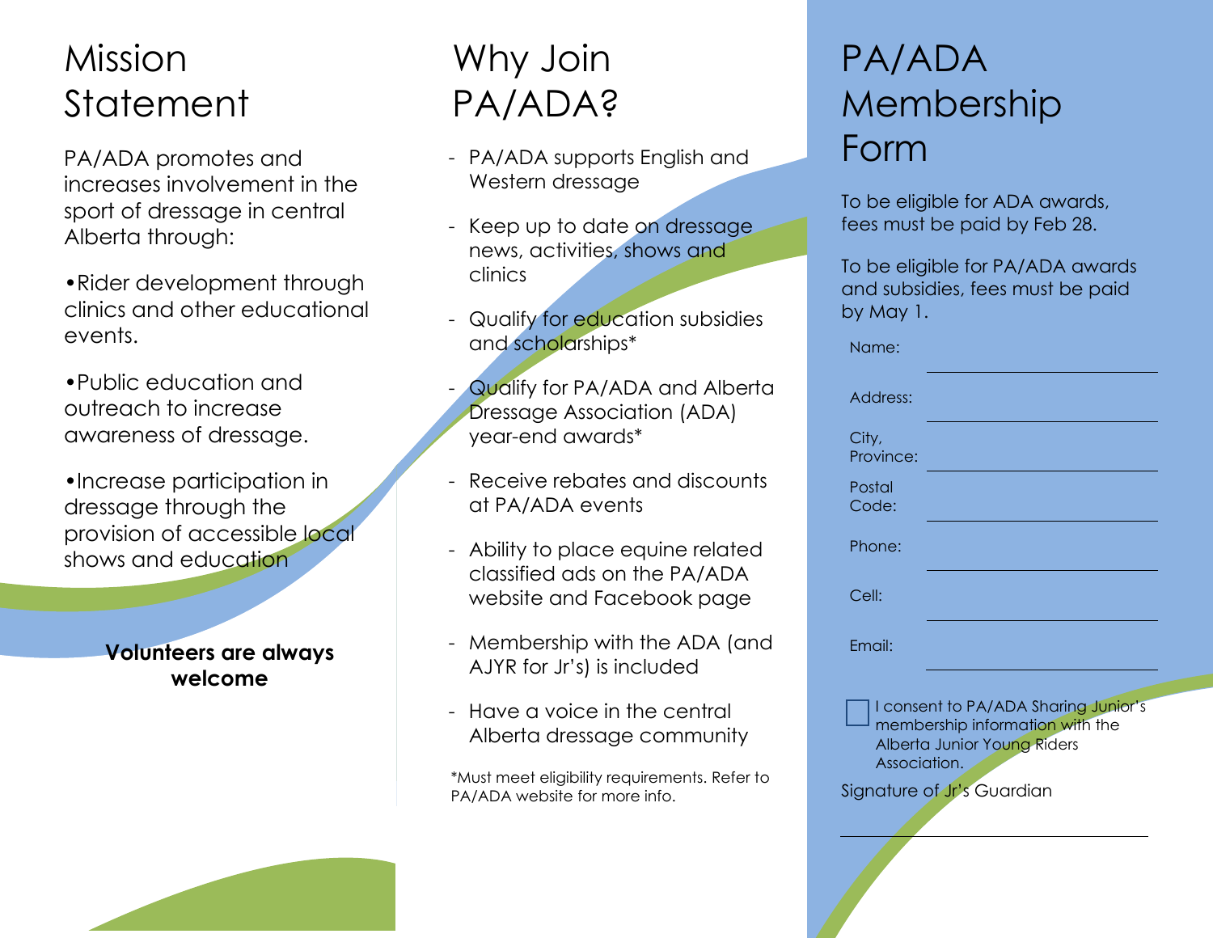# Mission Statement

PA/ADA promotes and increases involvement in the sport of dressage in central Alberta through:

•Rider development through clinics and other educational events.

•Public education and outreach to increase awareness of dressage.

•Increase participation in dressage through the provision of accessible local shows and education

**Volunteers are always welcome**

# Why Join PA/ADA?

- PA/ADA supports English and Western dressage
- Keep up to date on dressage news, activities, shows and clinics
- Qualify for education subsidies and scholarships*
- Qualify for PA/ADA and Alberta Dressage Association (ADA) year-end awards*
- Receive rebates and discounts at PA/ADA events
- Ability to place equine related classified ads on the PA/ADA website and Facebook page
- Membership with the ADA (and AJYR for Jr's) is included
- Have a voice in the central Alberta dressage community

*Must meet eligibility requirements. Refer to PA/ADA website for more info.

# PA/ADA Membership Form

To be eligible for ADA awards, fees must be paid by Feb 28.

To be eligible for PA/ADA awards and subsidies, fees must be paid by May 1.

Name: ____________________

Address: ____________________

City, Province: ____________________

Postal Code: ____________________

Phone: ____________________

Cell: ____________________

Email: ____________________

☐ I consent to PA/ADA Sharing Junior's membership information with the Alberta Junior Young Riders Association.

Signature of Jr's Guardian

____________________